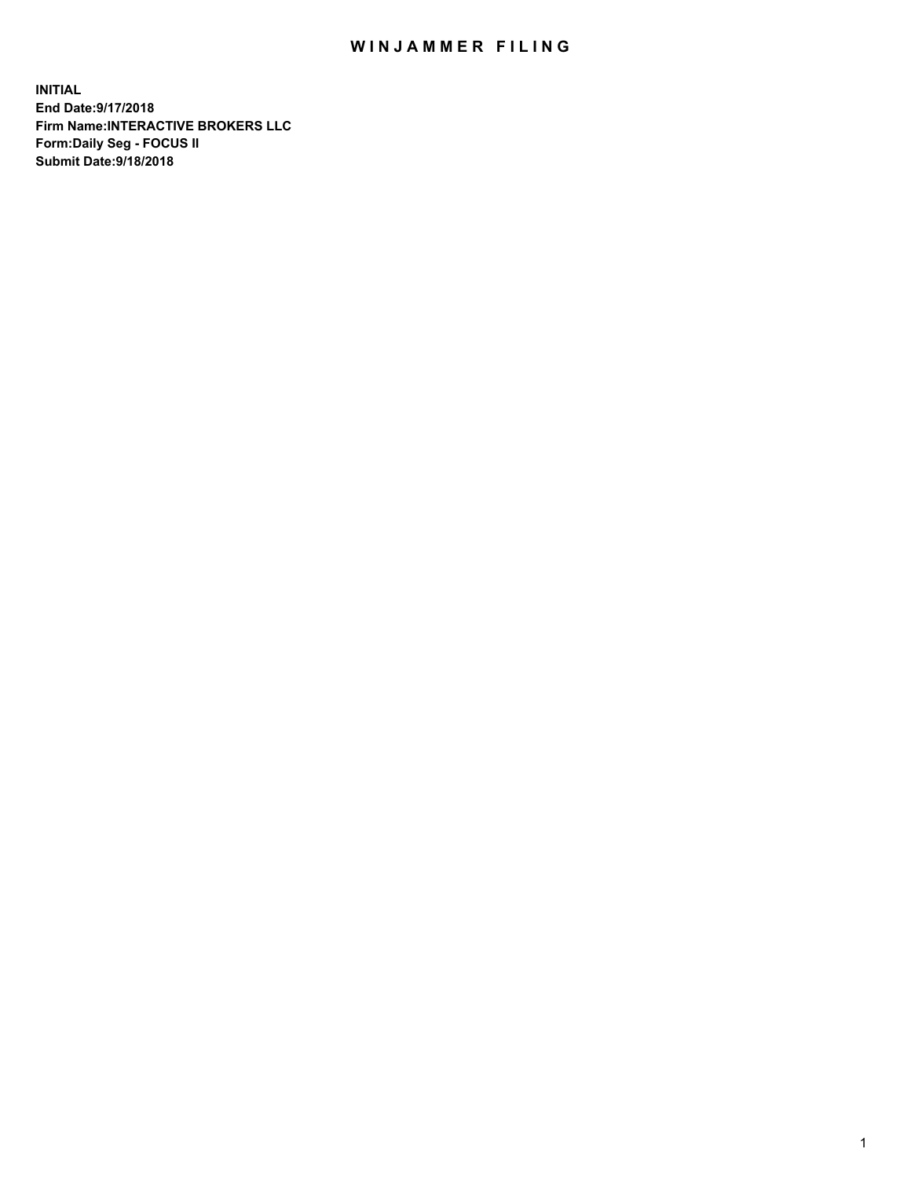# WINJAMMER FILING

**INITIAL**
**End Date:9/17/2018**
**Firm Name:INTERACTIVE BROKERS LLC**
**Form:Daily Seg - FOCUS II**
**Submit Date:9/18/2018**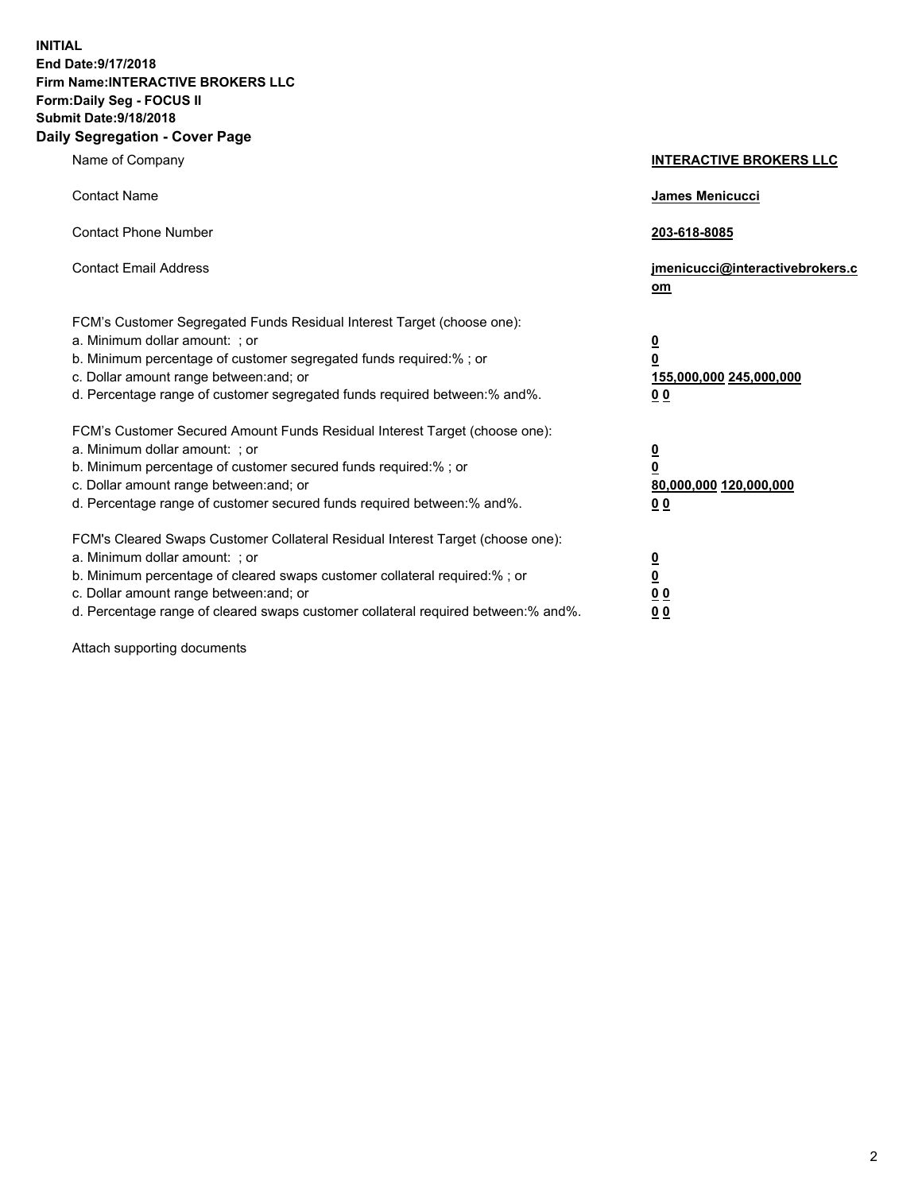**INITIAL**
**End Date:9/17/2018**
**Firm Name:INTERACTIVE BROKERS LLC**
**Form:Daily Seg - FOCUS II**
**Submit Date:9/18/2018**

## Daily Segregation - Cover Page

| | |
|---|---|
| Name of Company | **INTERACTIVE BROKERS LLC** |
| Contact Name | **James Menicucci** |
| Contact Phone Number | **203-618-8085** |
| Contact Email Address | **jmenicucci@interactivebrokers.com** |

FCM's Customer Segregated Funds Residual Interest Target (choose one):

| | |
|---|---|
| a. Minimum dollar amount: ; or | **0** |
| b. Minimum percentage of customer segregated funds required:% ; or | **0** |
| c. Dollar amount range between:and; or | **155,000,000 245,000,000** |
| d. Percentage range of customer segregated funds required between:% and%. | **0 0** |

FCM's Customer Secured Amount Funds Residual Interest Target (choose one):

| | |
|---|---|
| a. Minimum dollar amount: ; or | **0** |
| b. Minimum percentage of customer secured funds required:% ; or | **0** |
| c. Dollar amount range between:and; or | **80,000,000 120,000,000** |
| d. Percentage range of customer secured funds required between:% and%. | **0 0** |

FCM's Cleared Swaps Customer Collateral Residual Interest Target (choose one):

| | |
|---|---|
| a. Minimum dollar amount: ; or | **0** |
| b. Minimum percentage of cleared swaps customer collateral required:% ; or | **0** |
| c. Dollar amount range between:and; or | **0 0** |
| d. Percentage range of cleared swaps customer collateral required between:% and%. | **0 0** |

Attach supporting documents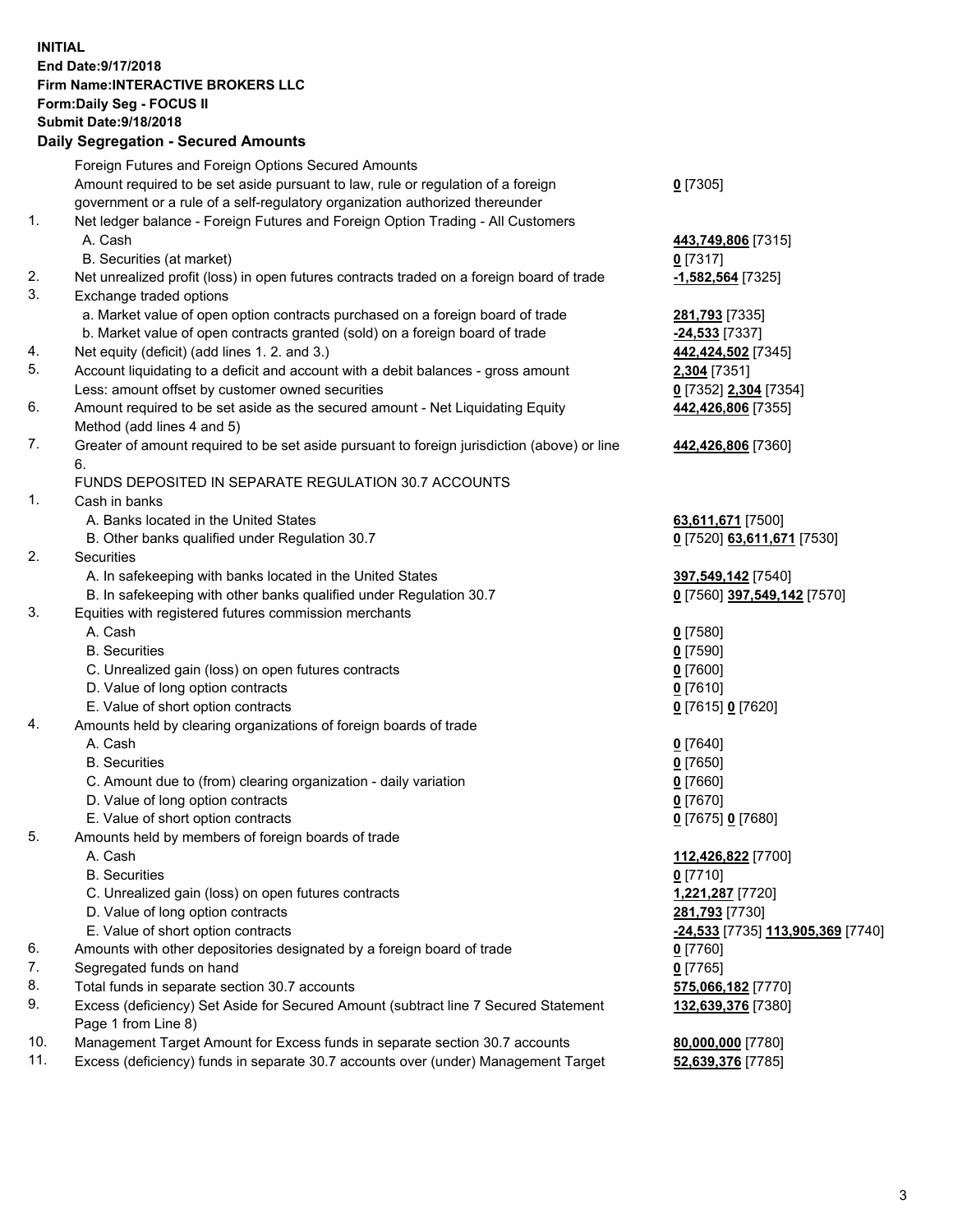**INITIAL**
**End Date:9/17/2018**
**Firm Name:INTERACTIVE BROKERS LLC**
**Form:Daily Seg - FOCUS II**
**Submit Date:9/18/2018**
**Daily Segregation - Secured Amounts**

| | | |
|---|---|---|
| | Foreign Futures and Foreign Options Secured Amounts | |
| | Amount required to be set aside pursuant to law, rule or regulation of a foreign government or a rule of a self-regulatory organization authorized thereunder | **0** [7305] |
| 1. | Net ledger balance - Foreign Futures and Foreign Option Trading - All Customers | |
| | A. Cash | **443,749,806** [7315] |
| | B. Securities (at market) | **0** [7317] |
| 2. | Net unrealized profit (loss) in open futures contracts traded on a foreign board of trade | **-1,582,564** [7325] |
| 3. | Exchange traded options | |
| | a. Market value of open option contracts purchased on a foreign board of trade | **281,793** [7335] |
| | b. Market value of open contracts granted (sold) on a foreign board of trade | **-24,533** [7337] |
| 4. | Net equity (deficit) (add lines 1. 2. and 3.) | **442,424,502** [7345] |
| 5. | Account liquidating to a deficit and account with a debit balances - gross amount | **2,304** [7351] |
| | Less: amount offset by customer owned securities | **0** [7352] **2,304** [7354] |
| 6. | Amount required to be set aside as the secured amount - Net Liquidating Equity Method (add lines 4 and 5) | **442,426,806** [7355] |
| 7. | Greater of amount required to be set aside pursuant to foreign jurisdiction (above) or line 6. | **442,426,806** [7360] |
| | FUNDS DEPOSITED IN SEPARATE REGULATION 30.7 ACCOUNTS | |
| 1. | Cash in banks | |
| | A. Banks located in the United States | **63,611,671** [7500] |
| | B. Other banks qualified under Regulation 30.7 | **0** [7520] **63,611,671** [7530] |
| 2. | Securities | |
| | A. In safekeeping with banks located in the United States | **397,549,142** [7540] |
| | B. In safekeeping with other banks qualified under Regulation 30.7 | **0** [7560] **397,549,142** [7570] |
| 3. | Equities with registered futures commission merchants | |
| | A. Cash | **0** [7580] |
| | B. Securities | **0** [7590] |
| | C. Unrealized gain (loss) on open futures contracts | **0** [7600] |
| | D. Value of long option contracts | **0** [7610] |
| | E. Value of short option contracts | **0** [7615] **0** [7620] |
| 4. | Amounts held by clearing organizations of foreign boards of trade | |
| | A. Cash | **0** [7640] |
| | B. Securities | **0** [7650] |
| | C. Amount due to (from) clearing organization - daily variation | **0** [7660] |
| | D. Value of long option contracts | **0** [7670] |
| | E. Value of short option contracts | **0** [7675] **0** [7680] |
| 5. | Amounts held by members of foreign boards of trade | |
| | A. Cash | **112,426,822** [7700] |
| | B. Securities | **0** [7710] |
| | C. Unrealized gain (loss) on open futures contracts | **1,221,287** [7720] |
| | D. Value of long option contracts | **281,793** [7730] |
| | E. Value of short option contracts | **-24,533** [7735] **113,905,369** [7740] |
| 6. | Amounts with other depositories designated by a foreign board of trade | **0** [7760] |
| 7. | Segregated funds on hand | **0** [7765] |
| 8. | Total funds in separate section 30.7 accounts | **575,066,182** [7770] |
| 9. | Excess (deficiency) Set Aside for Secured Amount (subtract line 7 Secured Statement Page 1 from Line 8) | **132,639,376** [7380] |
| 10. | Management Target Amount for Excess funds in separate section 30.7 accounts | **80,000,000** [7780] |
| 11. | Excess (deficiency) funds in separate 30.7 accounts over (under) Management Target | **52,639,376** [7785] |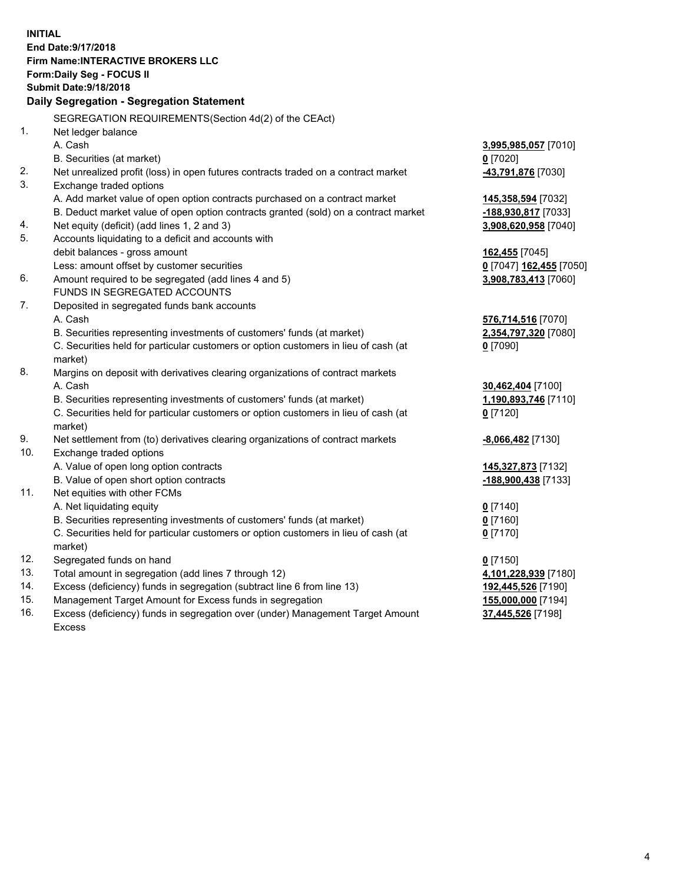**INITIAL**
**End Date:9/17/2018**
**Firm Name:INTERACTIVE BROKERS LLC**
**Form:Daily Seg - FOCUS II**
**Submit Date:9/18/2018**

### Daily Segregation - Segregation Statement

SEGREGATION REQUIREMENTS(Section 4d(2) of the CEAct)

| | | |
|---|---|---|
| 1. | Net ledger balance | |
| | A. Cash | **3,995,985,057** [7010] |
| | B. Securities (at market) | **0** [7020] |
| 2. | Net unrealized profit (loss) in open futures contracts traded on a contract market | **-43,791,876** [7030] |
| 3. | Exchange traded options | |
| | A. Add market value of open option contracts purchased on a contract market | **145,358,594** [7032] |
| | B. Deduct market value of open option contracts granted (sold) on a contract market | **-188,930,817** [7033] |
| 4. | Net equity (deficit) (add lines 1, 2 and 3) | **3,908,620,958** [7040] |
| 5. | Accounts liquidating to a deficit and accounts with | |
| | debit balances - gross amount | **162,455** [7045] |
| | Less: amount offset by customer securities | **0** [7047] **162,455** [7050] |
| 6. | Amount required to be segregated (add lines 4 and 5) | **3,908,783,413** [7060] |
| | FUNDS IN SEGREGATED ACCOUNTS | |
| 7. | Deposited in segregated funds bank accounts | |
| | A. Cash | **576,714,516** [7070] |
| | B. Securities representing investments of customers' funds (at market) | **2,354,797,320** [7080] |
| | C. Securities held for particular customers or option customers in lieu of cash (at market) | **0** [7090] |
| 8. | Margins on deposit with derivatives clearing organizations of contract markets | |
| | A. Cash | **30,462,404** [7100] |
| | B. Securities representing investments of customers' funds (at market) | **1,190,893,746** [7110] |
| | C. Securities held for particular customers or option customers in lieu of cash (at market) | **0** [7120] |
| 9. | Net settlement from (to) derivatives clearing organizations of contract markets | **-8,066,482** [7130] |
| 10. | Exchange traded options | |
| | A. Value of open long option contracts | **145,327,873** [7132] |
| | B. Value of open short option contracts | **-188,900,438** [7133] |
| 11. | Net equities with other FCMs | |
| | A. Net liquidating equity | **0** [7140] |
| | B. Securities representing investments of customers' funds (at market) | **0** [7160] |
| | C. Securities held for particular customers or option customers in lieu of cash (at market) | **0** [7170] |
| 12. | Segregated funds on hand | **0** [7150] |
| 13. | Total amount in segregation (add lines 7 through 12) | **4,101,228,939** [7180] |
| 14. | Excess (deficiency) funds in segregation (subtract line 6 from line 13) | **192,445,526** [7190] |
| 15. | Management Target Amount for Excess funds in segregation | **155,000,000** [7194] |
| 16. | Excess (deficiency) funds in segregation over (under) Management Target Amount Excess | **37,445,526** [7198] |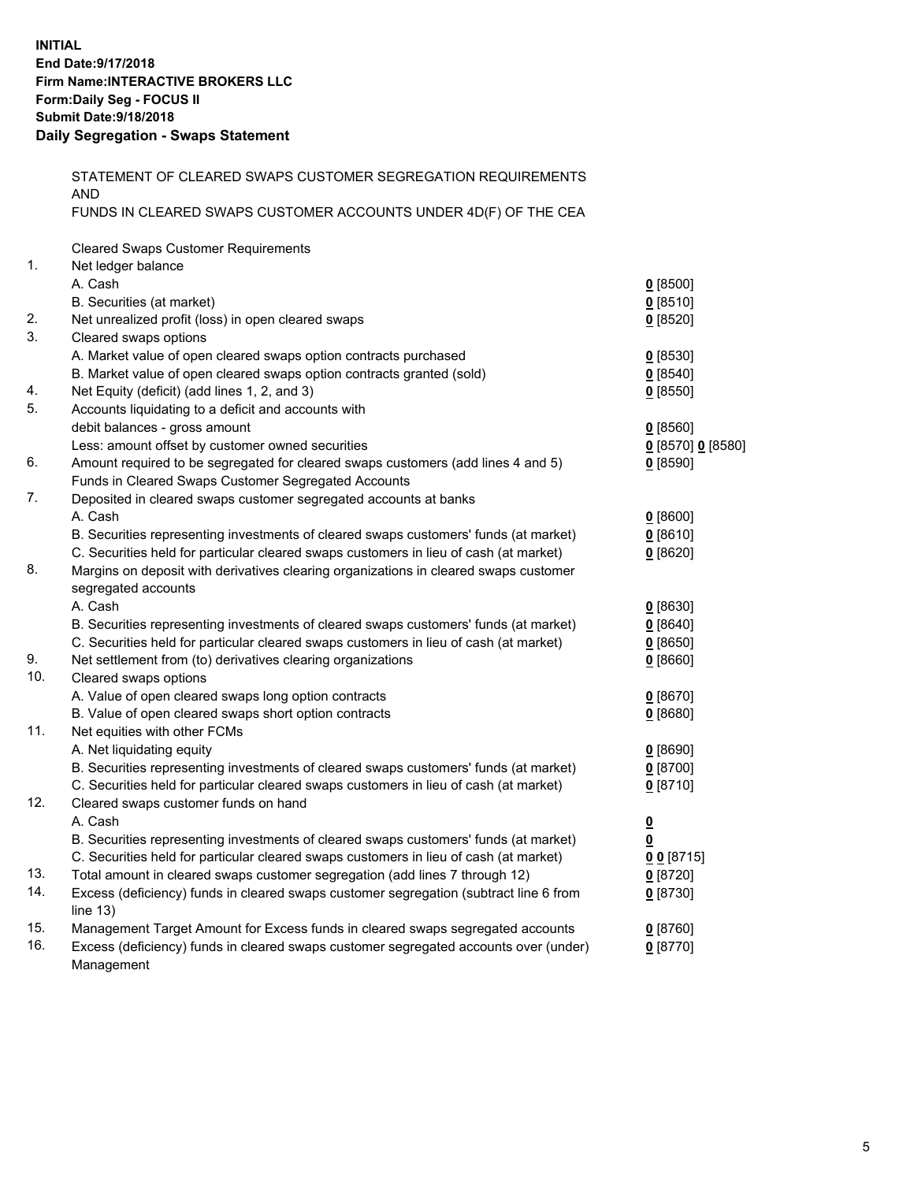**INITIAL**
**End Date:9/17/2018**
**Firm Name:INTERACTIVE BROKERS LLC**
**Form:Daily Seg - FOCUS II**
**Submit Date:9/18/2018**
**Daily Segregation - Swaps Statement**

STATEMENT OF CLEARED SWAPS CUSTOMER SEGREGATION REQUIREMENTS AND FUNDS IN CLEARED SWAPS CUSTOMER ACCOUNTS UNDER 4D(F) OF THE CEA

| | | |
|---|---|---|
| | Cleared Swaps Customer Requirements | |
| 1. | Net ledger balance | |
| | A. Cash | 0 [8500] |
| | B. Securities (at market) | 0 [8510] |
| 2. | Net unrealized profit (loss) in open cleared swaps | 0 [8520] |
| 3. | Cleared swaps options | |
| | A. Market value of open cleared swaps option contracts purchased | 0 [8530] |
| | B. Market value of open cleared swaps option contracts granted (sold) | 0 [8540] |
| 4. | Net Equity (deficit) (add lines 1, 2, and 3) | 0 [8550] |
| 5. | Accounts liquidating to a deficit and accounts with debit balances - gross amount | 0 [8560] |
| | Less: amount offset by customer owned securities | 0 [8570] 0 [8580] |
| 6. | Amount required to be segregated for cleared swaps customers (add lines 4 and 5) | 0 [8590] |
| | Funds in Cleared Swaps Customer Segregated Accounts | |
| 7. | Deposited in cleared swaps customer segregated accounts at banks | |
| | A. Cash | 0 [8600] |
| | B. Securities representing investments of cleared swaps customers' funds (at market) | 0 [8610] |
| | C. Securities held for particular cleared swaps customers in lieu of cash (at market) | 0 [8620] |
| 8. | Margins on deposit with derivatives clearing organizations in cleared swaps customer segregated accounts | |
| | A. Cash | 0 [8630] |
| | B. Securities representing investments of cleared swaps customers' funds (at market) | 0 [8640] |
| | C. Securities held for particular cleared swaps customers in lieu of cash (at market) | 0 [8650] |
| 9. | Net settlement from (to) derivatives clearing organizations | 0 [8660] |
| 10. | Cleared swaps options | |
| | A. Value of open cleared swaps long option contracts | 0 [8670] |
| | B. Value of open cleared swaps short option contracts | 0 [8680] |
| 11. | Net equities with other FCMs | |
| | A. Net liquidating equity | 0 [8690] |
| | B. Securities representing investments of cleared swaps customers' funds (at market) | 0 [8700] |
| | C. Securities held for particular cleared swaps customers in lieu of cash (at market) | 0 [8710] |
| 12. | Cleared swaps customer funds on hand | |
| | A. Cash | 0 |
| | B. Securities representing investments of cleared swaps customers' funds (at market) | 0 |
| | C. Securities held for particular cleared swaps customers in lieu of cash (at market) | 0 0 [8715] |
| 13. | Total amount in cleared swaps customer segregation (add lines 7 through 12) | 0 [8720] |
| 14. | Excess (deficiency) funds in cleared swaps customer segregation (subtract line 6 from line 13) | 0 [8730] |
| 15. | Management Target Amount for Excess funds in cleared swaps segregated accounts | 0 [8760] |
| 16. | Excess (deficiency) funds in cleared swaps customer segregated accounts over (under) Management | 0 [8770] |